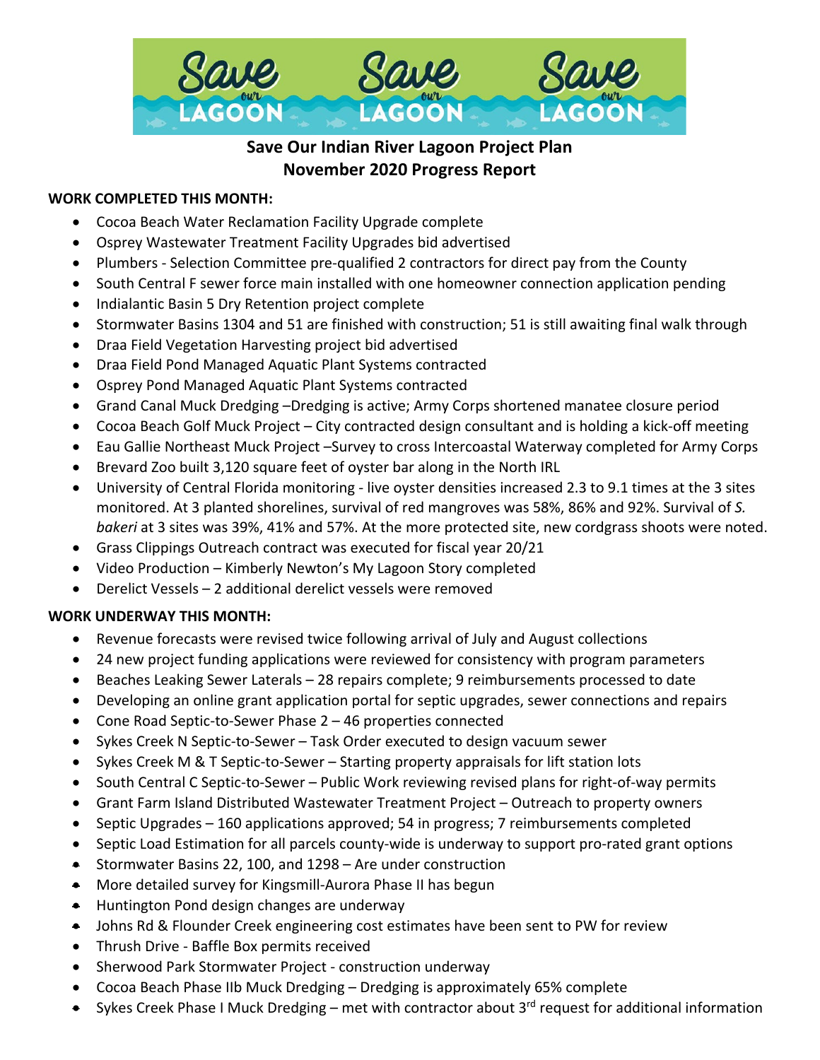# Save Our Indian River Lagoon Project Plan
## November 2020 Progress Report

**WORK COMPLETED THIS MONTH:**

- Cocoa Beach Water Reclamation Facility Upgrade complete
- Osprey Wastewater Treatment Facility Upgrades bid advertised
- Plumbers - Selection Committee pre-qualified 2 contractors for direct pay from the County
- South Central F sewer force main installed with one homeowner connection application pending
- Indialantic Basin 5 Dry Retention project complete
- Stormwater Basins 1304 and 51 are finished with construction; 51 is still awaiting final walk through
- Draa Field Vegetation Harvesting project bid advertised
- Draa Field Pond Managed Aquatic Plant Systems contracted
- Osprey Pond Managed Aquatic Plant Systems contracted
- Grand Canal Muck Dredging –Dredging is active; Army Corps shortened manatee closure period
- Cocoa Beach Golf Muck Project – City contracted design consultant and is holding a kick-off meeting
- Eau Gallie Northeast Muck Project –Survey to cross Intercoastal Waterway completed for Army Corps
- Brevard Zoo built 3,120 square feet of oyster bar along in the North IRL
- University of Central Florida monitoring - live oyster densities increased 2.3 to 9.1 times at the 3 sites monitored. At 3 planted shorelines, survival of red mangroves was 58%, 86% and 92%. Survival of *S. bakeri* at 3 sites was 39%, 41% and 57%. At the more protected site, new cordgrass shoots were noted.
- Grass Clippings Outreach contract was executed for fiscal year 20/21
- Video Production – Kimberly Newton's My Lagoon Story completed
- Derelict Vessels – 2 additional derelict vessels were removed

**WORK UNDERWAY THIS MONTH:**

- Revenue forecasts were revised twice following arrival of July and August collections
- 24 new project funding applications were reviewed for consistency with program parameters
- Beaches Leaking Sewer Laterals – 28 repairs complete; 9 reimbursements processed to date
- Developing an online grant application portal for septic upgrades, sewer connections and repairs
- Cone Road Septic-to-Sewer Phase 2 – 46 properties connected
- Sykes Creek N Septic-to-Sewer – Task Order executed to design vacuum sewer
- Sykes Creek M & T Septic-to-Sewer – Starting property appraisals for lift station lots
- South Central C Septic-to-Sewer – Public Work reviewing revised plans for right-of-way permits
- Grant Farm Island Distributed Wastewater Treatment Project – Outreach to property owners
- Septic Upgrades – 160 applications approved; 54 in progress; 7 reimbursements completed
- Septic Load Estimation for all parcels county-wide is underway to support pro-rated grant options
- Stormwater Basins 22, 100, and 1298 – Are under construction
- More detailed survey for Kingsmill-Aurora Phase II has begun
- Huntington Pond design changes are underway
- Johns Rd & Flounder Creek engineering cost estimates have been sent to PW for review
- Thrush Drive - Baffle Box permits received
- Sherwood Park Stormwater Project - construction underway
- Cocoa Beach Phase IIb Muck Dredging – Dredging is approximately 65% complete
- Sykes Creek Phase I Muck Dredging – met with contractor about 3rd request for additional information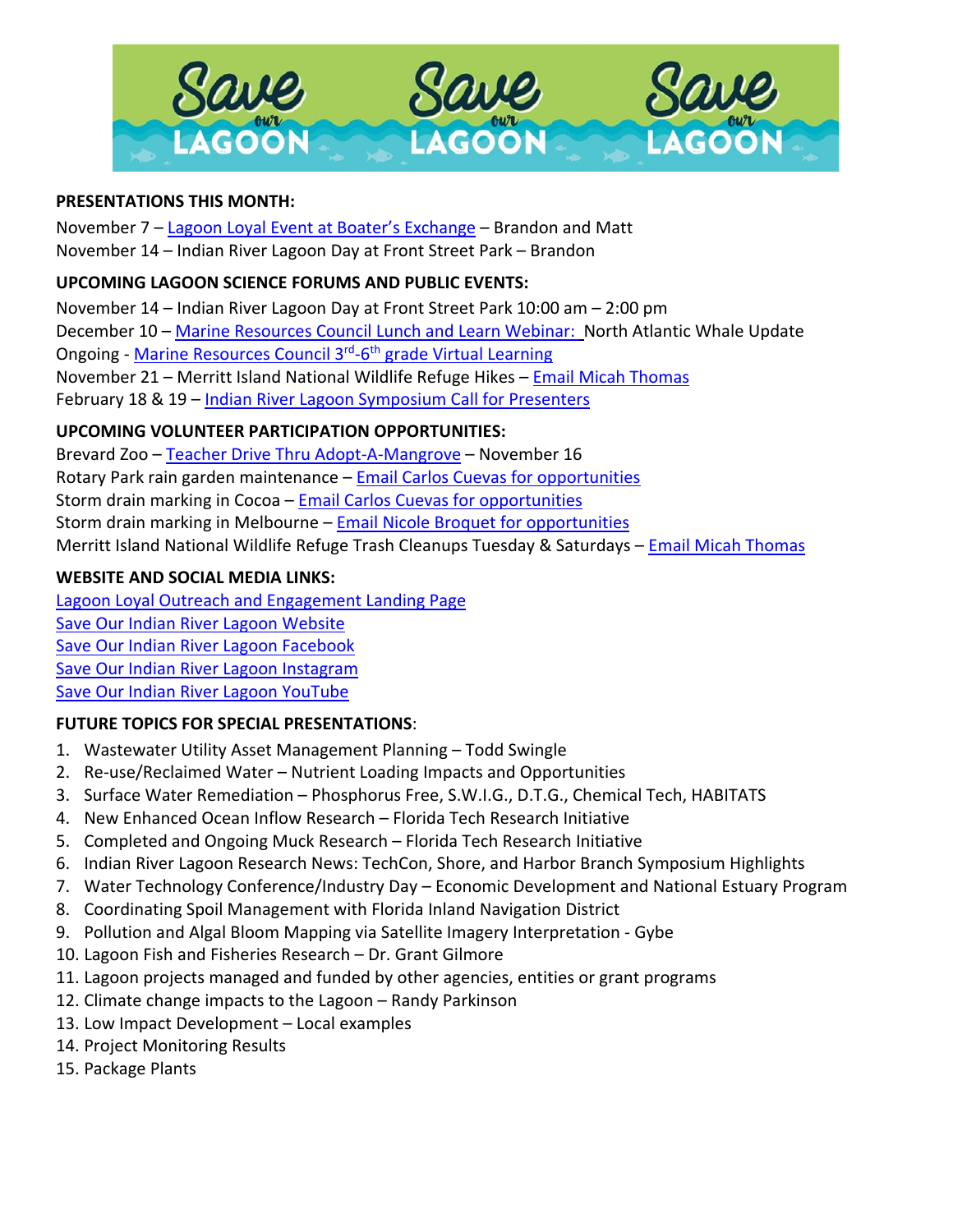**PRESENTATIONS THIS MONTH:**

November 7 – Lagoon Loyal Event at Boater's Exchange – Brandon and Matt
November 14 – Indian River Lagoon Day at Front Street Park – Brandon

**UPCOMING LAGOON SCIENCE FORUMS AND PUBLIC EVENTS:**

November 14 – Indian River Lagoon Day at Front Street Park 10:00 am – 2:00 pm
December 10 – Marine Resources Council Lunch and Learn Webinar: North Atlantic Whale Update
Ongoing - Marine Resources Council 3rd-6th grade Virtual Learning
November 21 – Merritt Island National Wildlife Refuge Hikes – Email Micah Thomas
February 18 & 19 – Indian River Lagoon Symposium Call for Presenters

**UPCOMING VOLUNTEER PARTICIPATION OPPORTUNITIES:**

Brevard Zoo – Teacher Drive Thru Adopt-A-Mangrove – November 16
Rotary Park rain garden maintenance – Email Carlos Cuevas for opportunities
Storm drain marking in Cocoa – Email Carlos Cuevas for opportunities
Storm drain marking in Melbourne – Email Nicole Broquet for opportunities
Merritt Island National Wildlife Refuge Trash Cleanups Tuesday & Saturdays – Email Micah Thomas

**WEBSITE AND SOCIAL MEDIA LINKS:**

Lagoon Loyal Outreach and Engagement Landing Page
Save Our Indian River Lagoon Website
Save Our Indian River Lagoon Facebook
Save Our Indian River Lagoon Instagram
Save Our Indian River Lagoon YouTube

**FUTURE TOPICS FOR SPECIAL PRESENTATIONS**:

1. Wastewater Utility Asset Management Planning – Todd Swingle
2. Re-use/Reclaimed Water – Nutrient Loading Impacts and Opportunities
3. Surface Water Remediation – Phosphorus Free, S.W.I.G., D.T.G., Chemical Tech, HABITATS
4. New Enhanced Ocean Inflow Research – Florida Tech Research Initiative
5. Completed and Ongoing Muck Research – Florida Tech Research Initiative
6. Indian River Lagoon Research News: TechCon, Shore, and Harbor Branch Symposium Highlights
7. Water Technology Conference/Industry Day – Economic Development and National Estuary Program
8. Coordinating Spoil Management with Florida Inland Navigation District
9. Pollution and Algal Bloom Mapping via Satellite Imagery Interpretation - Gybe
10. Lagoon Fish and Fisheries Research – Dr. Grant Gilmore
11. Lagoon projects managed and funded by other agencies, entities or grant programs
12. Climate change impacts to the Lagoon – Randy Parkinson
13. Low Impact Development – Local examples
14. Project Monitoring Results
15. Package Plants